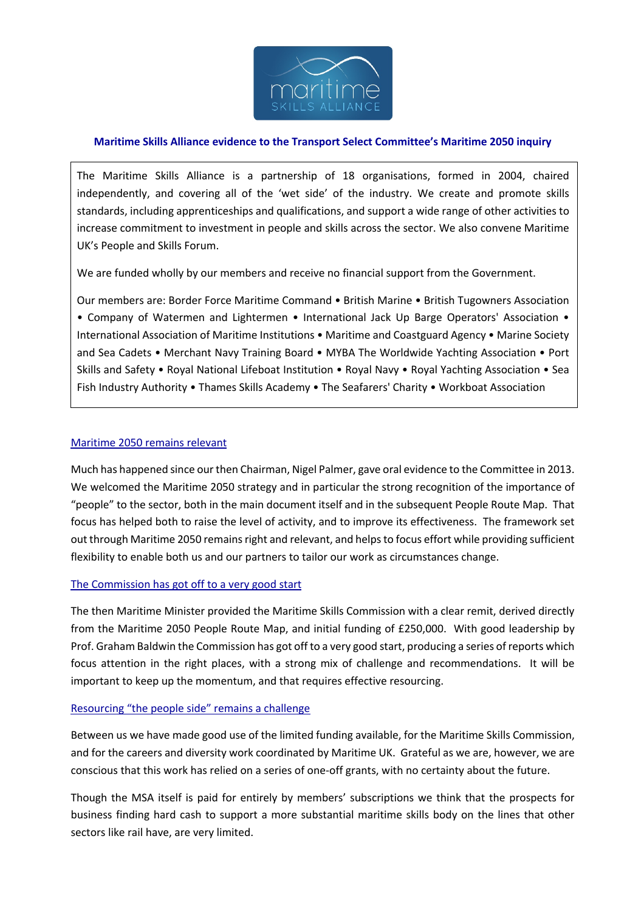# Maritime Skills Alliance evidence to the Transport Select Committee's Maritime 2050 inquiry

The Maritime Skills Alliance is a partnership of 18 organisations, formed in 2004, chaired independently, and covering all of the 'wet side' of the industry. We create and promote skills standards, including apprenticeships and qualifications, and support a wide range of other activities to increase commitment to investment in people and skills across the sector. We also convene Maritime UK's People and Skills Forum.

We are funded wholly by our members and receive no financial support from the Government.

Our members are: Border Force Maritime Command • British Marine • British Tugowners Association • Company of Watermen and Lightermen • International Jack Up Barge Operators' Association • International Association of Maritime Institutions • Maritime and Coastguard Agency • Marine Society and Sea Cadets • Merchant Navy Training Board • MYBA The Worldwide Yachting Association • Port Skills and Safety • Royal National Lifeboat Institution • Royal Navy • Royal Yachting Association • Sea Fish Industry Authority • Thames Skills Academy • The Seafarers' Charity • Workboat Association

## Maritime 2050 remains relevant

Much has happened since our then Chairman, Nigel Palmer, gave oral evidence to the Committee in 2013. We welcomed the Maritime 2050 strategy and in particular the strong recognition of the importance of "people" to the sector, both in the main document itself and in the subsequent People Route Map. That focus has helped both to raise the level of activity, and to improve its effectiveness. The framework set out through Maritime 2050 remains right and relevant, and helps to focus effort while providing sufficient flexibility to enable both us and our partners to tailor our work as circumstances change.

## The Commission has got off to a very good start

The then Maritime Minister provided the Maritime Skills Commission with a clear remit, derived directly from the Maritime 2050 People Route Map, and initial funding of £250,000. With good leadership by Prof. Graham Baldwin the Commission has got off to a very good start, producing a series of reports which focus attention in the right places, with a strong mix of challenge and recommendations. It will be important to keep up the momentum, and that requires effective resourcing.

## Resourcing "the people side" remains a challenge

Between us we have made good use of the limited funding available, for the Maritime Skills Commission, and for the careers and diversity work coordinated by Maritime UK. Grateful as we are, however, we are conscious that this work has relied on a series of one-off grants, with no certainty about the future.

Though the MSA itself is paid for entirely by members' subscriptions we think that the prospects for business finding hard cash to support a more substantial maritime skills body on the lines that other sectors like rail have, are very limited.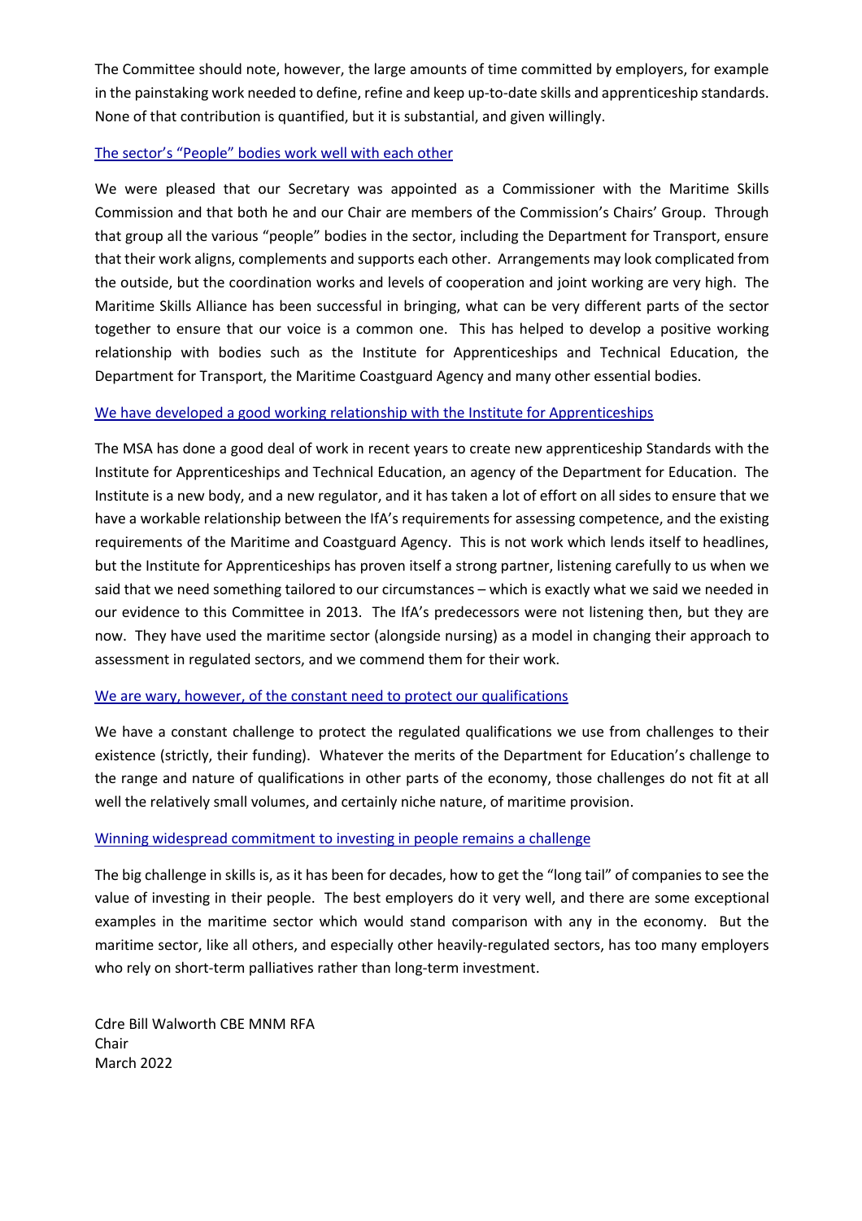The Committee should note, however, the large amounts of time committed by employers, for example in the painstaking work needed to define, refine and keep up-to-date skills and apprenticeship standards. None of that contribution is quantified, but it is substantial, and given willingly.

### The sector's "People" bodies work well with each other

We were pleased that our Secretary was appointed as a Commissioner with the Maritime Skills Commission and that both he and our Chair are members of the Commission's Chairs' Group. Through that group all the various "people" bodies in the sector, including the Department for Transport, ensure that their work aligns, complements and supports each other. Arrangements may look complicated from the outside, but the coordination works and levels of cooperation and joint working are very high. The Maritime Skills Alliance has been successful in bringing, what can be very different parts of the sector together to ensure that our voice is a common one. This has helped to develop a positive working relationship with bodies such as the Institute for Apprenticeships and Technical Education, the Department for Transport, the Maritime Coastguard Agency and many other essential bodies.

### We have developed a good working relationship with the Institute for Apprenticeships

The MSA has done a good deal of work in recent years to create new apprenticeship Standards with the Institute for Apprenticeships and Technical Education, an agency of the Department for Education. The Institute is a new body, and a new regulator, and it has taken a lot of effort on all sides to ensure that we have a workable relationship between the IfA's requirements for assessing competence, and the existing requirements of the Maritime and Coastguard Agency. This is not work which lends itself to headlines, but the Institute for Apprenticeships has proven itself a strong partner, listening carefully to us when we said that we need something tailored to our circumstances – which is exactly what we said we needed in our evidence to this Committee in 2013. The IfA's predecessors were not listening then, but they are now. They have used the maritime sector (alongside nursing) as a model in changing their approach to assessment in regulated sectors, and we commend them for their work.

### We are wary, however, of the constant need to protect our qualifications

We have a constant challenge to protect the regulated qualifications we use from challenges to their existence (strictly, their funding). Whatever the merits of the Department for Education's challenge to the range and nature of qualifications in other parts of the economy, those challenges do not fit at all well the relatively small volumes, and certainly niche nature, of maritime provision.

### Winning widespread commitment to investing in people remains a challenge

The big challenge in skills is, as it has been for decades, how to get the "long tail" of companies to see the value of investing in their people. The best employers do it very well, and there are some exceptional examples in the maritime sector which would stand comparison with any in the economy. But the maritime sector, like all others, and especially other heavily-regulated sectors, has too many employers who rely on short-term palliatives rather than long-term investment.

Cdre Bill Walworth CBE MNM RFA  
Chair  
March 2022